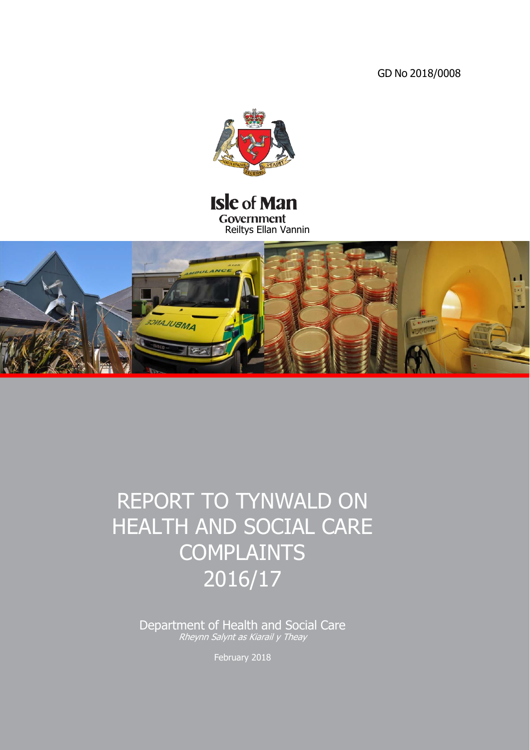GD No 2018/0008

Isle of Man Government

Reiltys Ellan Vannin

# REPORT TO TYNWALD ON HEALTH AND SOCIAL CARE COMPLAINTS 2016/17

Department of Health and Social Care

*Rheynn Salynt as Kiarail y Theay*

February 2018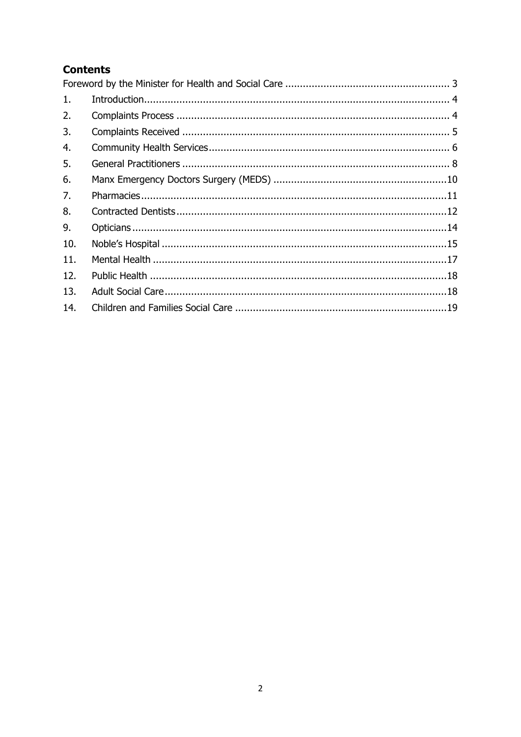## Contents

Foreword by the Minister for Health and Social Care ........................................................ 3

1. Introduction........................................................................................................ 4
2. Complaints Process ............................................................................................ 4
3. Complaints Received .......................................................................................... 5
4. Community Health Services................................................................................. 6
5. General Practitioners .......................................................................................... 8
6. Manx Emergency Doctors Surgery (MEDS) ...........................................................10
7. Pharmacies........................................................................................................11
8. Contracted Dentists............................................................................................12
9. Opticians...........................................................................................................14
10. Noble's Hospital ................................................................................................15
11. Mental Health ....................................................................................................17
12. Public Health .....................................................................................................18
13. Adult Social Care................................................................................................18
14. Children and Families Social Care ........................................................................19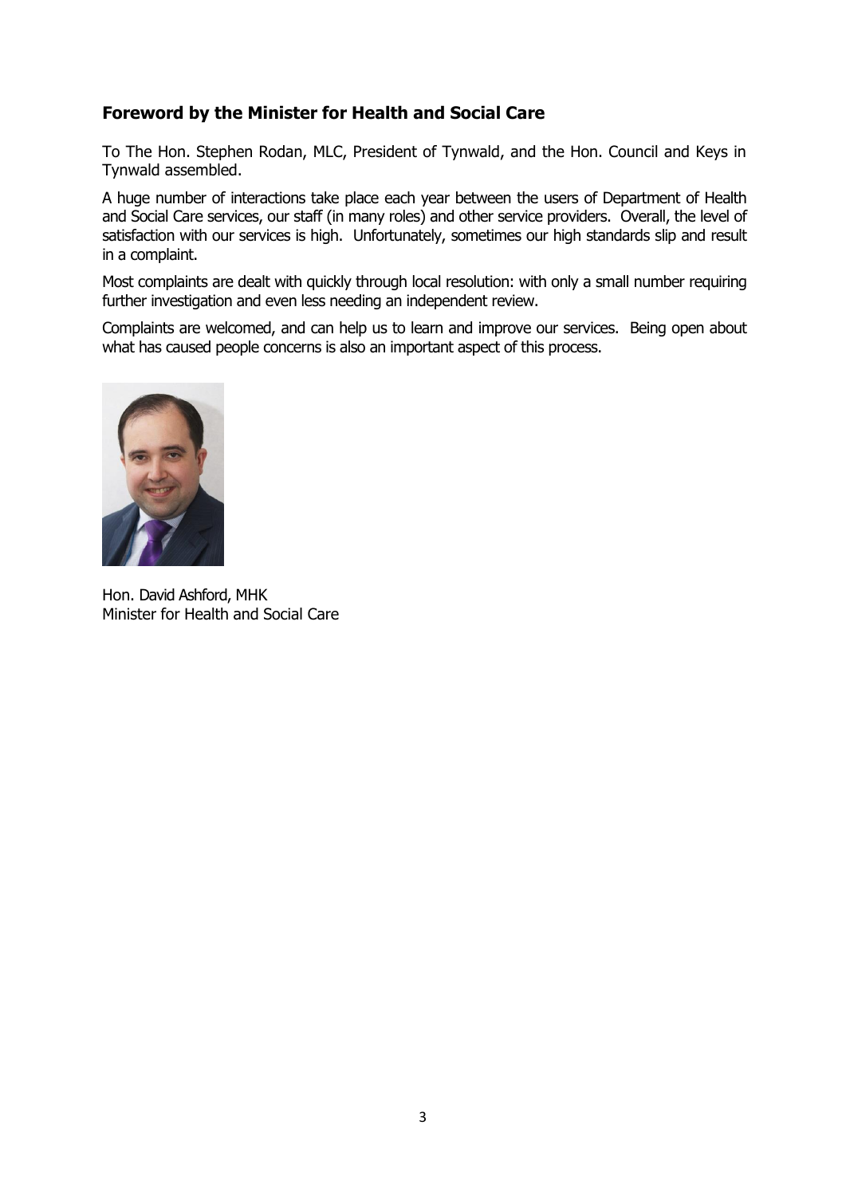## Foreword by the Minister for Health and Social Care

To The Hon. Stephen Rodan, MLC, President of Tynwald, and the Hon. Council and Keys in Tynwald assembled.

A huge number of interactions take place each year between the users of Department of Health and Social Care services, our staff (in many roles) and other service providers. Overall, the level of satisfaction with our services is high. Unfortunately, sometimes our high standards slip and result in a complaint.

Most complaints are dealt with quickly through local resolution: with only a small number requiring further investigation and even less needing an independent review.

Complaints are welcomed, and can help us to learn and improve our services. Being open about what has caused people concerns is also an important aspect of this process.

Hon. David Ashford, MHK
Minister for Health and Social Care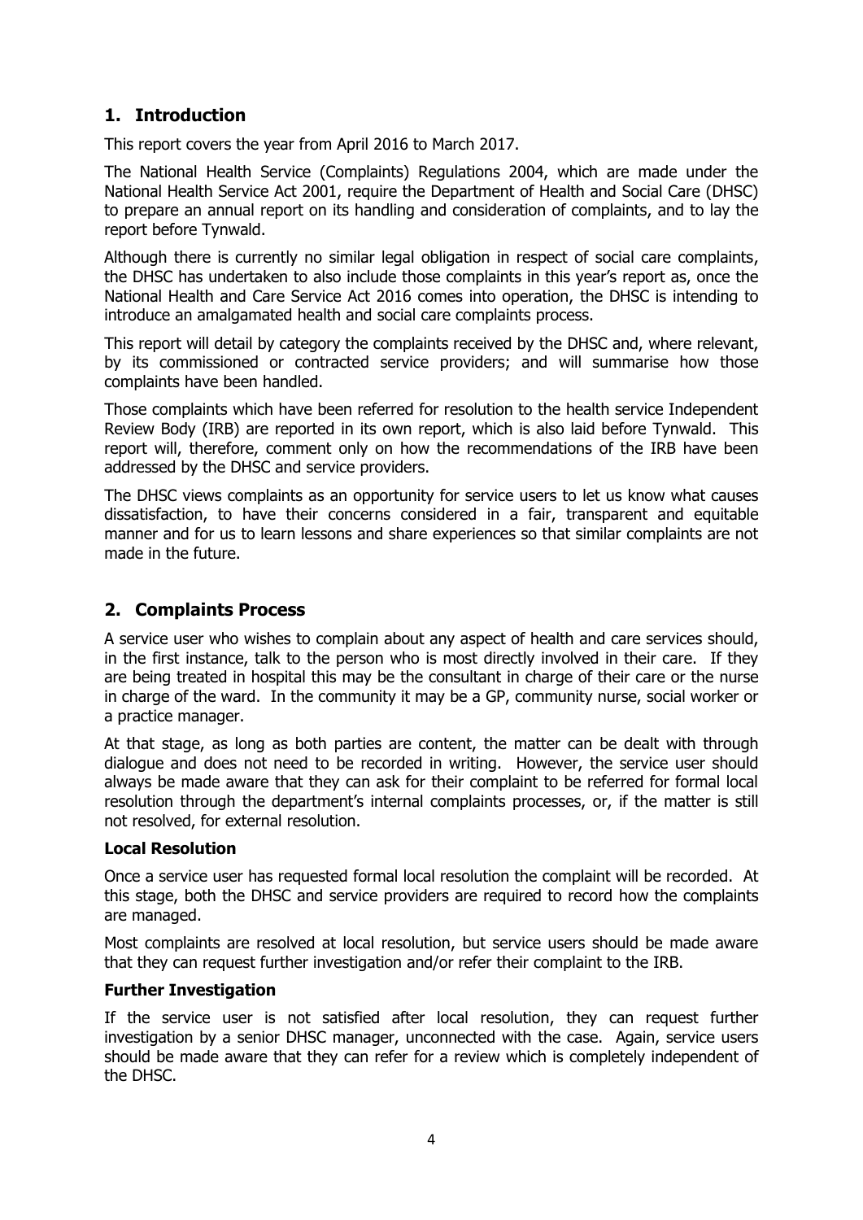## 1. Introduction

This report covers the year from April 2016 to March 2017.

The National Health Service (Complaints) Regulations 2004, which are made under the National Health Service Act 2001, require the Department of Health and Social Care (DHSC) to prepare an annual report on its handling and consideration of complaints, and to lay the report before Tynwald.

Although there is currently no similar legal obligation in respect of social care complaints, the DHSC has undertaken to also include those complaints in this year's report as, once the National Health and Care Service Act 2016 comes into operation, the DHSC is intending to introduce an amalgamated health and social care complaints process.

This report will detail by category the complaints received by the DHSC and, where relevant, by its commissioned or contracted service providers; and will summarise how those complaints have been handled.

Those complaints which have been referred for resolution to the health service Independent Review Body (IRB) are reported in its own report, which is also laid before Tynwald. This report will, therefore, comment only on how the recommendations of the IRB have been addressed by the DHSC and service providers.

The DHSC views complaints as an opportunity for service users to let us know what causes dissatisfaction, to have their concerns considered in a fair, transparent and equitable manner and for us to learn lessons and share experiences so that similar complaints are not made in the future.

## 2. Complaints Process

A service user who wishes to complain about any aspect of health and care services should, in the first instance, talk to the person who is most directly involved in their care. If they are being treated in hospital this may be the consultant in charge of their care or the nurse in charge of the ward. In the community it may be a GP, community nurse, social worker or a practice manager.

At that stage, as long as both parties are content, the matter can be dealt with through dialogue and does not need to be recorded in writing. However, the service user should always be made aware that they can ask for their complaint to be referred for formal local resolution through the department's internal complaints processes, or, if the matter is still not resolved, for external resolution.

**Local Resolution**

Once a service user has requested formal local resolution the complaint will be recorded. At this stage, both the DHSC and service providers are required to record how the complaints are managed.

Most complaints are resolved at local resolution, but service users should be made aware that they can request further investigation and/or refer their complaint to the IRB.

**Further Investigation**

If the service user is not satisfied after local resolution, they can request further investigation by a senior DHSC manager, unconnected with the case. Again, service users should be made aware that they can refer for a review which is completely independent of the DHSC.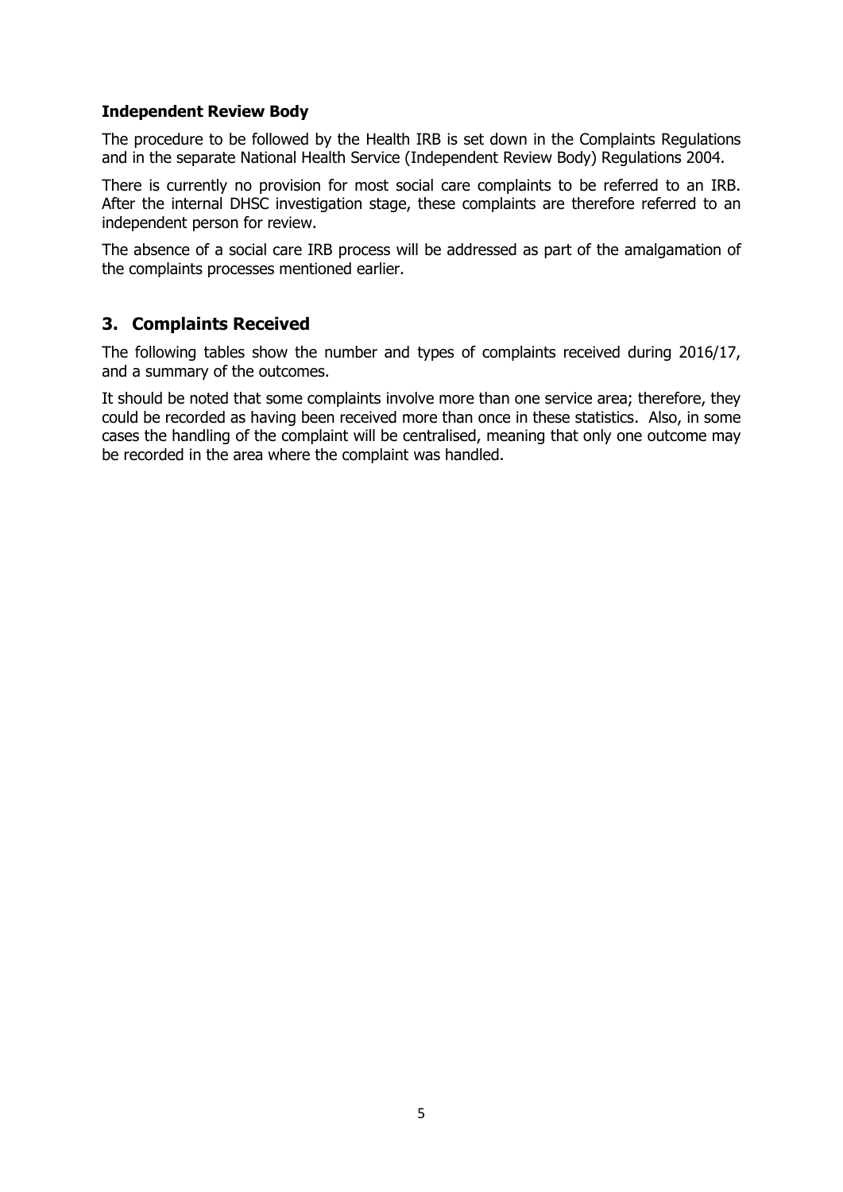**Independent Review Body**

The procedure to be followed by the Health IRB is set down in the Complaints Regulations and in the separate National Health Service (Independent Review Body) Regulations 2004.

There is currently no provision for most social care complaints to be referred to an IRB. After the internal DHSC investigation stage, these complaints are therefore referred to an independent person for review.

The absence of a social care IRB process will be addressed as part of the amalgamation of the complaints processes mentioned earlier.

## 3. Complaints Received

The following tables show the number and types of complaints received during 2016/17, and a summary of the outcomes.

It should be noted that some complaints involve more than one service area; therefore, they could be recorded as having been received more than once in these statistics. Also, in some cases the handling of the complaint will be centralised, meaning that only one outcome may be recorded in the area where the complaint was handled.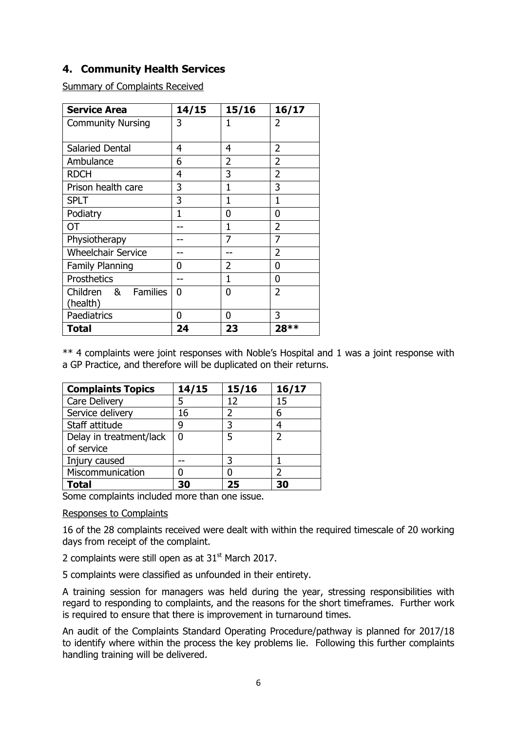## 4. Community Health Services

Summary of Complaints Received

| Service Area | 14/15 | 15/16 | 16/17 |
|---|---|---|---|
| Community Nursing | 3 | 1 | 2 |
| Salaried Dental | 4 | 4 | 2 |
| Ambulance | 6 | 2 | 2 |
| RDCH | 4 | 3 | 2 |
| Prison health care | 3 | 1 | 3 |
| SPLT | 3 | 1 | 1 |
| Podiatry | 1 | 0 | 0 |
| OT | -- | 1 | 2 |
| Physiotherapy | -- | 7 | 7 |
| Wheelchair Service | -- | -- | 2 |
| Family Planning | 0 | 2 | 0 |
| Prosthetics | -- | 1 | 0 |
| Children & Families (health) | 0 | 0 | 2 |
| Paediatrics | 0 | 0 | 3 |
| **Total** | **24** | **23** | **28**** |

** 4 complaints were joint responses with Noble's Hospital and 1 was a joint response with a GP Practice, and therefore will be duplicated on their returns.

| Complaints Topics | 14/15 | 15/16 | 16/17 |
|---|---|---|---|
| Care Delivery | 5 | 12 | 15 |
| Service delivery | 16 | 2 | 6 |
| Staff attitude | 9 | 3 | 4 |
| Delay in treatment/lack of service | 0 | 5 | 2 |
| Injury caused | -- | 3 | 1 |
| Miscommunication | 0 | 0 | 2 |
| **Total** | **30** | **25** | **30** |

Some complaints included more than one issue.

Responses to Complaints

16 of the 28 complaints received were dealt with within the required timescale of 20 working days from receipt of the complaint.

2 complaints were still open as at 31st March 2017.

5 complaints were classified as unfounded in their entirety.

A training session for managers was held during the year, stressing responsibilities with regard to responding to complaints, and the reasons for the short timeframes. Further work is required to ensure that there is improvement in turnaround times.

An audit of the Complaints Standard Operating Procedure/pathway is planned for 2017/18 to identify where within the process the key problems lie. Following this further complaints handling training will be delivered.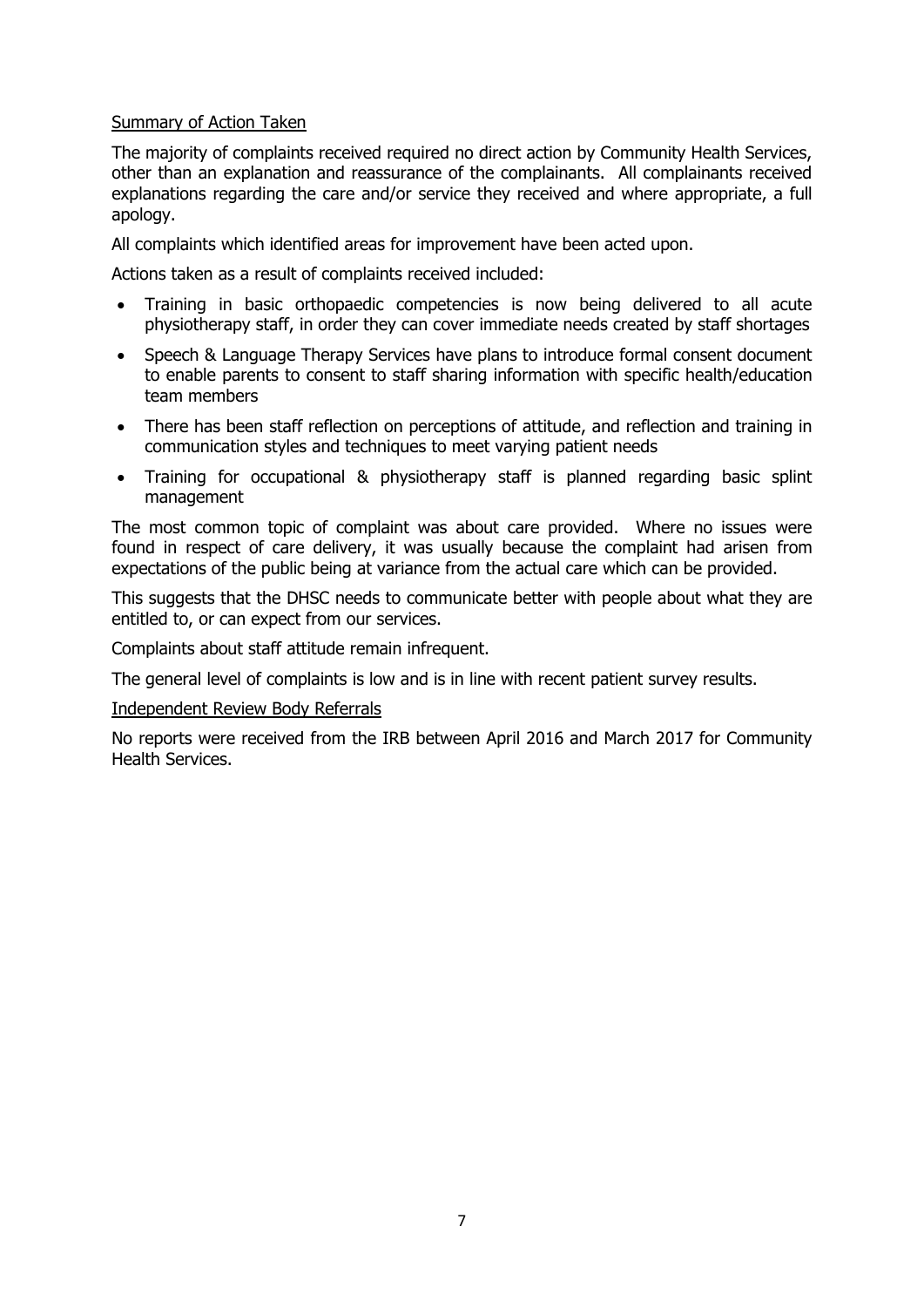Summary of Action Taken

The majority of complaints received required no direct action by Community Health Services, other than an explanation and reassurance of the complainants. All complainants received explanations regarding the care and/or service they received and where appropriate, a full apology.

All complaints which identified areas for improvement have been acted upon.

Actions taken as a result of complaints received included:

- Training in basic orthopaedic competencies is now being delivered to all acute physiotherapy staff, in order they can cover immediate needs created by staff shortages
- Speech & Language Therapy Services have plans to introduce formal consent document to enable parents to consent to staff sharing information with specific health/education team members
- There has been staff reflection on perceptions of attitude, and reflection and training in communication styles and techniques to meet varying patient needs
- Training for occupational & physiotherapy staff is planned regarding basic splint management

The most common topic of complaint was about care provided. Where no issues were found in respect of care delivery, it was usually because the complaint had arisen from expectations of the public being at variance from the actual care which can be provided.

This suggests that the DHSC needs to communicate better with people about what they are entitled to, or can expect from our services.

Complaints about staff attitude remain infrequent.

The general level of complaints is low and is in line with recent patient survey results.

Independent Review Body Referrals

No reports were received from the IRB between April 2016 and March 2017 for Community Health Services.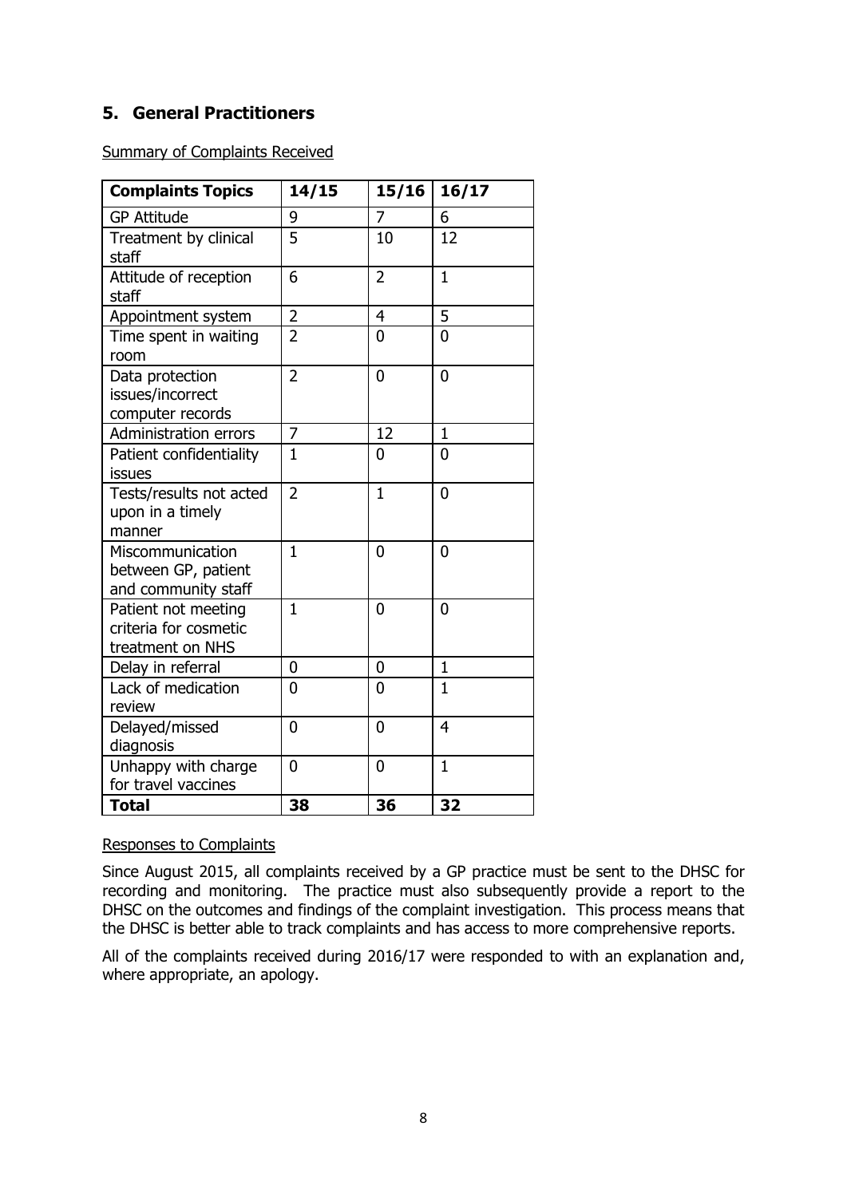## 5. General Practitioners

Summary of Complaints Received

| **Complaints Topics** | **14/15** | **15/16** | **16/17** |
|---|---|---|---|
| GP Attitude | 9 | 7 | 6 |
| Treatment by clinical staff | 5 | 10 | 12 |
| Attitude of reception staff | 6 | 2 | 1 |
| Appointment system | 2 | 4 | 5 |
| Time spent in waiting room | 2 | 0 | 0 |
| Data protection issues/incorrect computer records | 2 | 0 | 0 |
| Administration errors | 7 | 12 | 1 |
| Patient confidentiality issues | 1 | 0 | 0 |
| Tests/results not acted upon in a timely manner | 2 | 1 | 0 |
| Miscommunication between GP, patient and community staff | 1 | 0 | 0 |
| Patient not meeting criteria for cosmetic treatment on NHS | 1 | 0 | 0 |
| Delay in referral | 0 | 0 | 1 |
| Lack of medication review | 0 | 0 | 1 |
| Delayed/missed diagnosis | 0 | 0 | 4 |
| Unhappy with charge for travel vaccines | 0 | 0 | 1 |
| **Total** | **38** | **36** | **32** |

Responses to Complaints

Since August 2015, all complaints received by a GP practice must be sent to the DHSC for recording and monitoring. The practice must also subsequently provide a report to the DHSC on the outcomes and findings of the complaint investigation. This process means that the DHSC is better able to track complaints and has access to more comprehensive reports.

All of the complaints received during 2016/17 were responded to with an explanation and, where appropriate, an apology.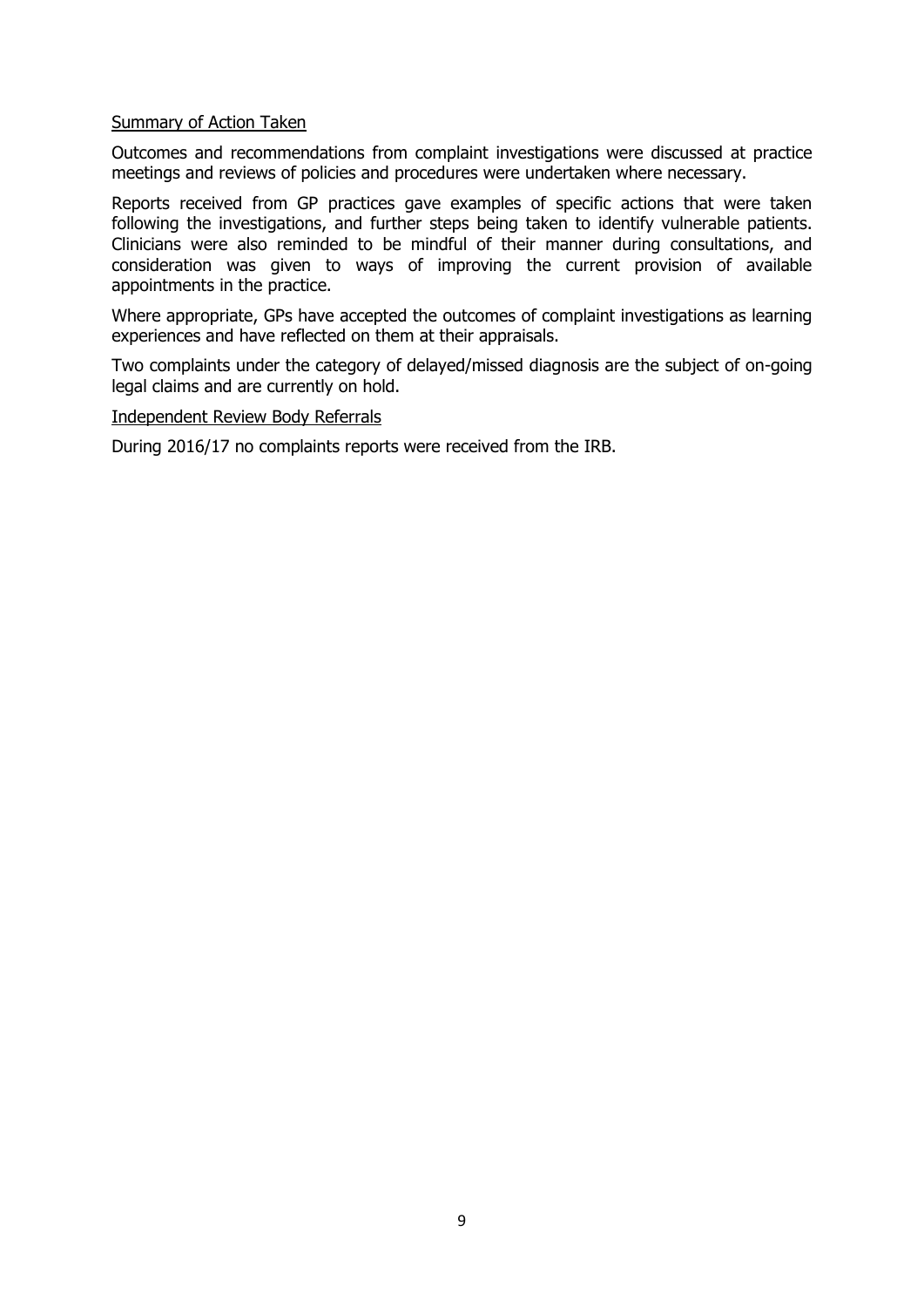Summary of Action Taken

Outcomes and recommendations from complaint investigations were discussed at practice meetings and reviews of policies and procedures were undertaken where necessary.

Reports received from GP practices gave examples of specific actions that were taken following the investigations, and further steps being taken to identify vulnerable patients. Clinicians were also reminded to be mindful of their manner during consultations, and consideration was given to ways of improving the current provision of available appointments in the practice.

Where appropriate, GPs have accepted the outcomes of complaint investigations as learning experiences and have reflected on them at their appraisals.

Two complaints under the category of delayed/missed diagnosis are the subject of on-going legal claims and are currently on hold.

Independent Review Body Referrals

During 2016/17 no complaints reports were received from the IRB.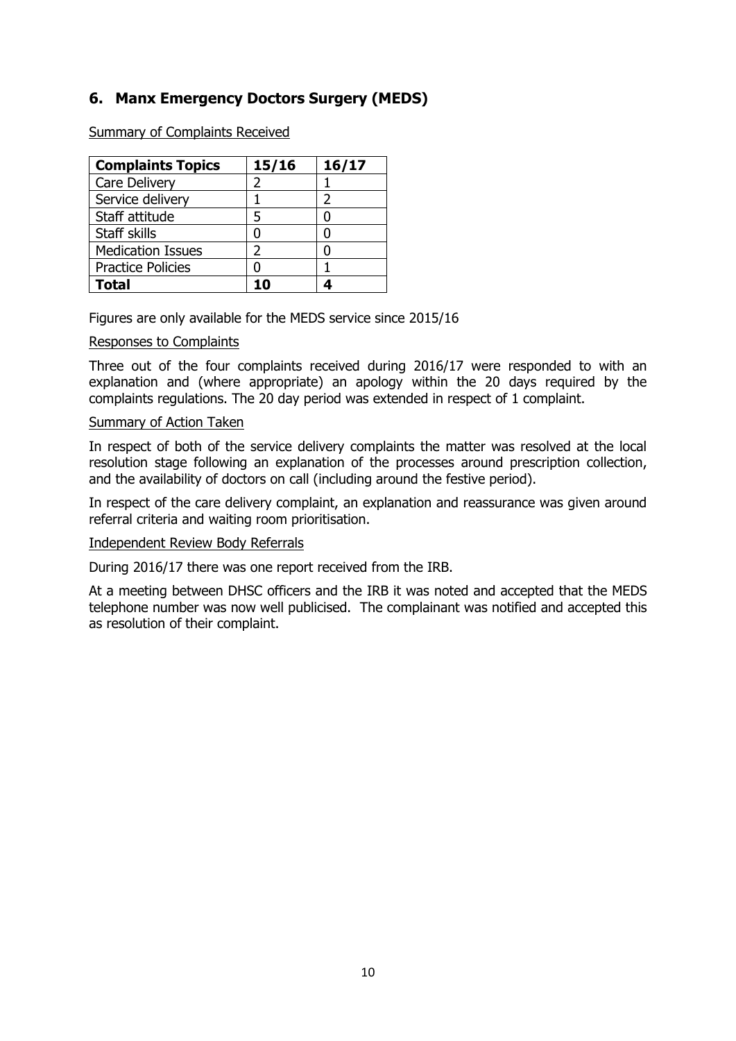## 6. Manx Emergency Doctors Surgery (MEDS)

Summary of Complaints Received

| Complaints Topics | 15/16 | 16/17 |
|---|---|---|
| Care Delivery | 2 | 1 |
| Service delivery | 1 | 2 |
| Staff attitude | 5 | 0 |
| Staff skills | 0 | 0 |
| Medication Issues | 2 | 0 |
| Practice Policies | 0 | 1 |
| **Total** | **10** | **4** |

Figures are only available for the MEDS service since 2015/16

Responses to Complaints

Three out of the four complaints received during 2016/17 were responded to with an explanation and (where appropriate) an apology within the 20 days required by the complaints regulations. The 20 day period was extended in respect of 1 complaint.

Summary of Action Taken

In respect of both of the service delivery complaints the matter was resolved at the local resolution stage following an explanation of the processes around prescription collection, and the availability of doctors on call (including around the festive period).

In respect of the care delivery complaint, an explanation and reassurance was given around referral criteria and waiting room prioritisation.

Independent Review Body Referrals

During 2016/17 there was one report received from the IRB.

At a meeting between DHSC officers and the IRB it was noted and accepted that the MEDS telephone number was now well publicised. The complainant was notified and accepted this as resolution of their complaint.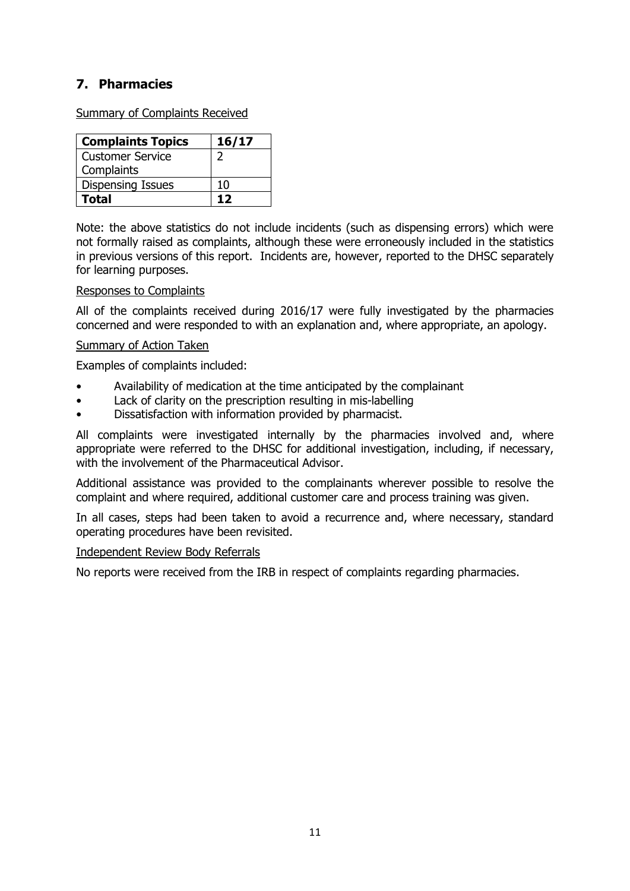## 7. Pharmacies

Summary of Complaints Received

| Complaints Topics | 16/17 |
| --- | --- |
| Customer Service Complaints | 2 |
| Dispensing Issues | 10 |
| **Total** | **12** |

Note: the above statistics do not include incidents (such as dispensing errors) which were not formally raised as complaints, although these were erroneously included in the statistics in previous versions of this report. Incidents are, however, reported to the DHSC separately for learning purposes.

Responses to Complaints

All of the complaints received during 2016/17 were fully investigated by the pharmacies concerned and were responded to with an explanation and, where appropriate, an apology.

Summary of Action Taken

Examples of complaints included:

- Availability of medication at the time anticipated by the complainant
- Lack of clarity on the prescription resulting in mis-labelling
- Dissatisfaction with information provided by pharmacist.

All complaints were investigated internally by the pharmacies involved and, where appropriate were referred to the DHSC for additional investigation, including, if necessary, with the involvement of the Pharmaceutical Advisor.

Additional assistance was provided to the complainants wherever possible to resolve the complaint and where required, additional customer care and process training was given.

In all cases, steps had been taken to avoid a recurrence and, where necessary, standard operating procedures have been revisited.

Independent Review Body Referrals

No reports were received from the IRB in respect of complaints regarding pharmacies.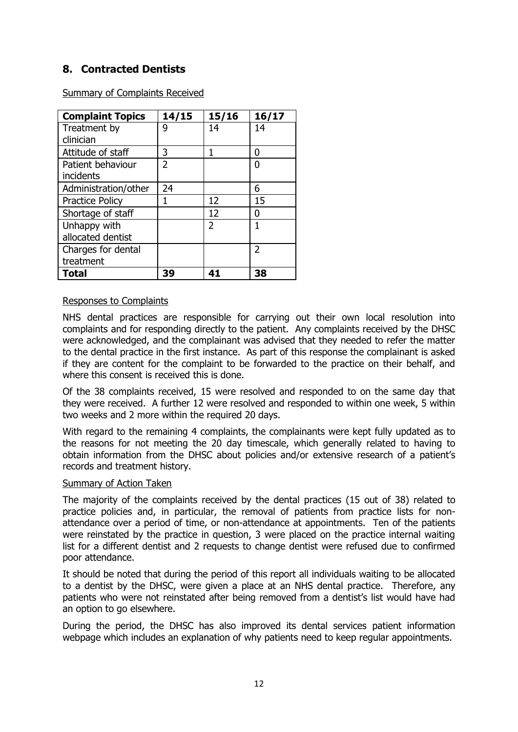## 8. Contracted Dentists

Summary of Complaints Received

| Complaint Topics | 14/15 | 15/16 | 16/17 |
|---|---|---|---|
| Treatment by clinician | 9 | 14 | 14 |
| Attitude of staff | 3 | 1 | 0 |
| Patient behaviour incidents | 2 | | 0 |
| Administration/other | 24 | | 6 |
| Practice Policy | 1 | 12 | 15 |
| Shortage of staff | | 12 | 0 |
| Unhappy with allocated dentist | | 2 | 1 |
| Charges for dental treatment | | | 2 |
| **Total** | **39** | **41** | **38** |

Responses to Complaints

NHS dental practices are responsible for carrying out their own local resolution into complaints and for responding directly to the patient. Any complaints received by the DHSC were acknowledged, and the complainant was advised that they needed to refer the matter to the dental practice in the first instance. As part of this response the complainant is asked if they are content for the complaint to be forwarded to the practice on their behalf, and where this consent is received this is done.

Of the 38 complaints received, 15 were resolved and responded to on the same day that they were received. A further 12 were resolved and responded to within one week, 5 within two weeks and 2 more within the required 20 days.

With regard to the remaining 4 complaints, the complainants were kept fully updated as to the reasons for not meeting the 20 day timescale, which generally related to having to obtain information from the DHSC about policies and/or extensive research of a patient's records and treatment history.

Summary of Action Taken

The majority of the complaints received by the dental practices (15 out of 38) related to practice policies and, in particular, the removal of patients from practice lists for non-attendance over a period of time, or non-attendance at appointments. Ten of the patients were reinstated by the practice in question, 3 were placed on the practice internal waiting list for a different dentist and 2 requests to change dentist were refused due to confirmed poor attendance.

It should be noted that during the period of this report all individuals waiting to be allocated to a dentist by the DHSC, were given a place at an NHS dental practice. Therefore, any patients who were not reinstated after being removed from a dentist's list would have had an option to go elsewhere.

During the period, the DHSC has also improved its dental services patient information webpage which includes an explanation of why patients need to keep regular appointments.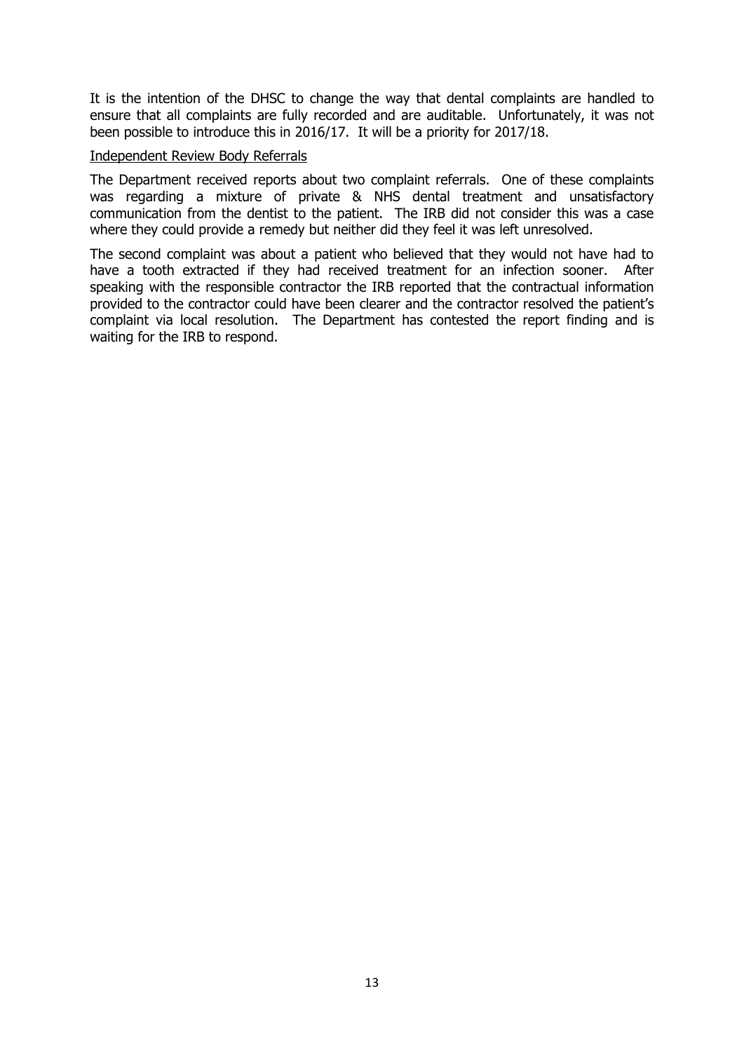It is the intention of the DHSC to change the way that dental complaints are handled to ensure that all complaints are fully recorded and are auditable. Unfortunately, it was not been possible to introduce this in 2016/17. It will be a priority for 2017/18.

<u>Independent Review Body Referrals</u>

The Department received reports about two complaint referrals. One of these complaints was regarding a mixture of private & NHS dental treatment and unsatisfactory communication from the dentist to the patient. The IRB did not consider this was a case where they could provide a remedy but neither did they feel it was left unresolved.

The second complaint was about a patient who believed that they would not have had to have a tooth extracted if they had received treatment for an infection sooner. After speaking with the responsible contractor the IRB reported that the contractual information provided to the contractor could have been clearer and the contractor resolved the patient's complaint via local resolution. The Department has contested the report finding and is waiting for the IRB to respond.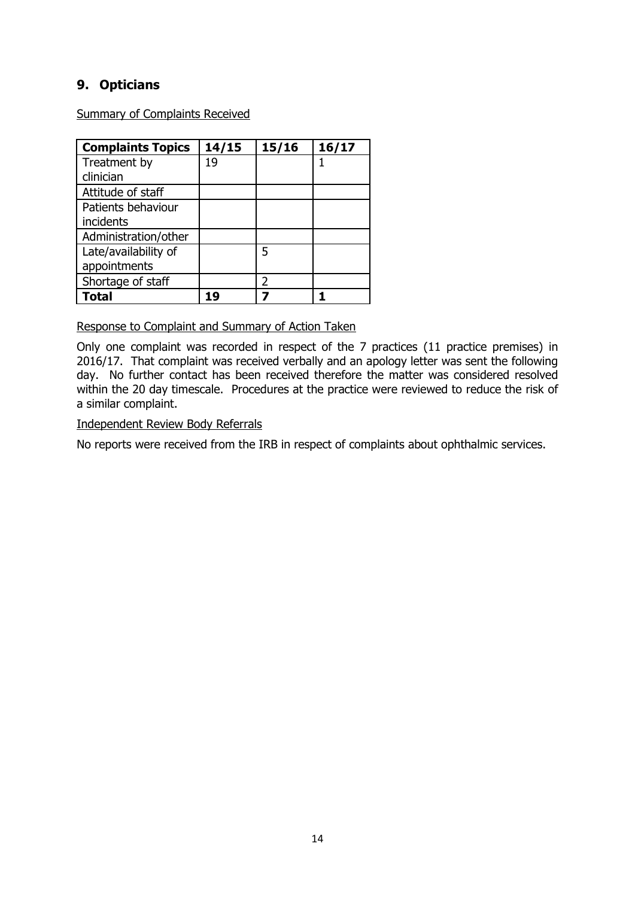## 9. Opticians

Summary of Complaints Received

| **Complaints Topics** | **14/15** | **15/16** | **16/17** |
|---|---|---|---|
| Treatment by clinician | 19 | | 1 |
| Attitude of staff | | | |
| Patients behaviour incidents | | | |
| Administration/other | | | |
| Late/availability of appointments | | 5 | |
| Shortage of staff | | 2 | |
| **Total** | **19** | **7** | **1** |

Response to Complaint and Summary of Action Taken

Only one complaint was recorded in respect of the 7 practices (11 practice premises) in 2016/17. That complaint was received verbally and an apology letter was sent the following day. No further contact has been received therefore the matter was considered resolved within the 20 day timescale. Procedures at the practice were reviewed to reduce the risk of a similar complaint.

Independent Review Body Referrals

No reports were received from the IRB in respect of complaints about ophthalmic services.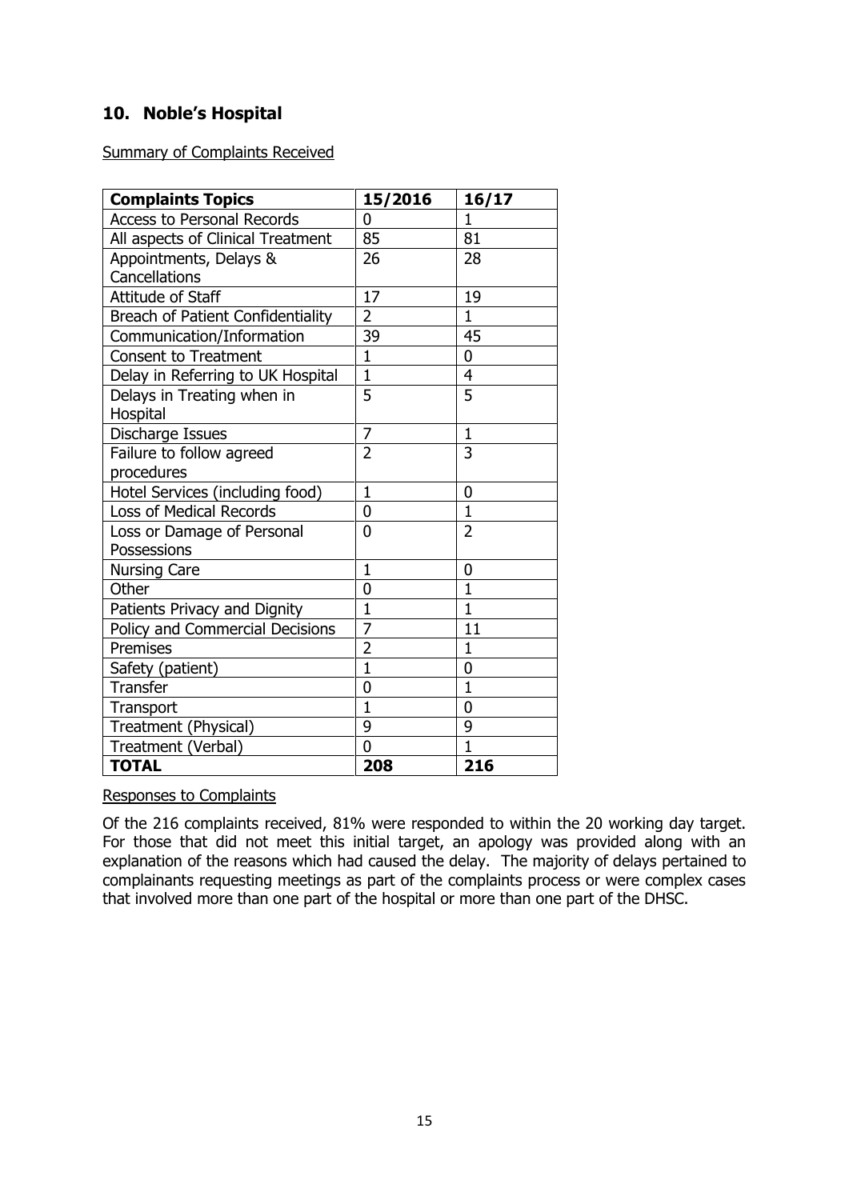## 10. Noble's Hospital

Summary of Complaints Received

| Complaints Topics | 15/2016 | 16/17 |
|---|---|---|
| Access to Personal Records | 0 | 1 |
| All aspects of Clinical Treatment | 85 | 81 |
| Appointments, Delays & Cancellations | 26 | 28 |
| Attitude of Staff | 17 | 19 |
| Breach of Patient Confidentiality | 2 | 1 |
| Communication/Information | 39 | 45 |
| Consent to Treatment | 1 | 0 |
| Delay in Referring to UK Hospital | 1 | 4 |
| Delays in Treating when in Hospital | 5 | 5 |
| Discharge Issues | 7 | 1 |
| Failure to follow agreed procedures | 2 | 3 |
| Hotel Services (including food) | 1 | 0 |
| Loss of Medical Records | 0 | 1 |
| Loss or Damage of Personal Possessions | 0 | 2 |
| Nursing Care | 1 | 0 |
| Other | 0 | 1 |
| Patients Privacy and Dignity | 1 | 1 |
| Policy and Commercial Decisions | 7 | 11 |
| Premises | 2 | 1 |
| Safety (patient) | 1 | 0 |
| Transfer | 0 | 1 |
| Transport | 1 | 0 |
| Treatment (Physical) | 9 | 9 |
| Treatment (Verbal) | 0 | 1 |
| **TOTAL** | **208** | **216** |

Responses to Complaints

Of the 216 complaints received, 81% were responded to within the 20 working day target. For those that did not meet this initial target, an apology was provided along with an explanation of the reasons which had caused the delay. The majority of delays pertained to complainants requesting meetings as part of the complaints process or were complex cases that involved more than one part of the hospital or more than one part of the DHSC.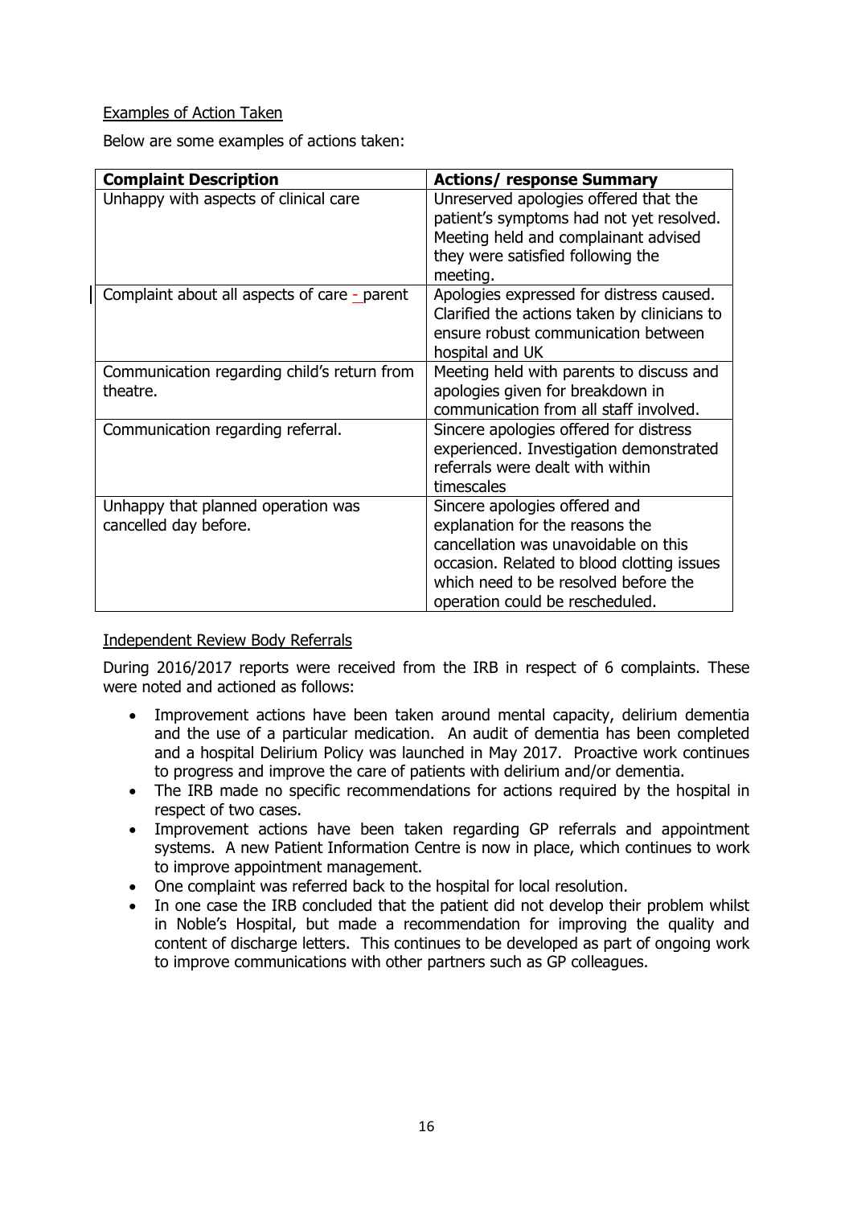Examples of Action Taken

Below are some examples of actions taken:

| **Complaint Description** | **Actions/ response Summary** |
| --- | --- |
| Unhappy with aspects of clinical care | Unreserved apologies offered that the patient's symptoms had not yet resolved. Meeting held and complainant advised they were satisfied following the meeting. |
| Complaint about all aspects of care - parent | Apologies expressed for distress caused. Clarified the actions taken by clinicians to ensure robust communication between hospital and UK |
| Communication regarding child's return from theatre. | Meeting held with parents to discuss and apologies given for breakdown in communication from all staff involved. |
| Communication regarding referral. | Sincere apologies offered for distress experienced. Investigation demonstrated referrals were dealt with within timescales |
| Unhappy that planned operation was cancelled day before. | Sincere apologies offered and explanation for the reasons the cancellation was unavoidable on this occasion. Related to blood clotting issues which need to be resolved before the operation could be rescheduled. |

Independent Review Body Referrals

During 2016/2017 reports were received from the IRB in respect of 6 complaints. These were noted and actioned as follows:

- Improvement actions have been taken around mental capacity, delirium dementia and the use of a particular medication. An audit of dementia has been completed and a hospital Delirium Policy was launched in May 2017. Proactive work continues to progress and improve the care of patients with delirium and/or dementia.
- The IRB made no specific recommendations for actions required by the hospital in respect of two cases.
- Improvement actions have been taken regarding GP referrals and appointment systems. A new Patient Information Centre is now in place, which continues to work to improve appointment management.
- One complaint was referred back to the hospital for local resolution.
- In one case the IRB concluded that the patient did not develop their problem whilst in Noble's Hospital, but made a recommendation for improving the quality and content of discharge letters. This continues to be developed as part of ongoing work to improve communications with other partners such as GP colleagues.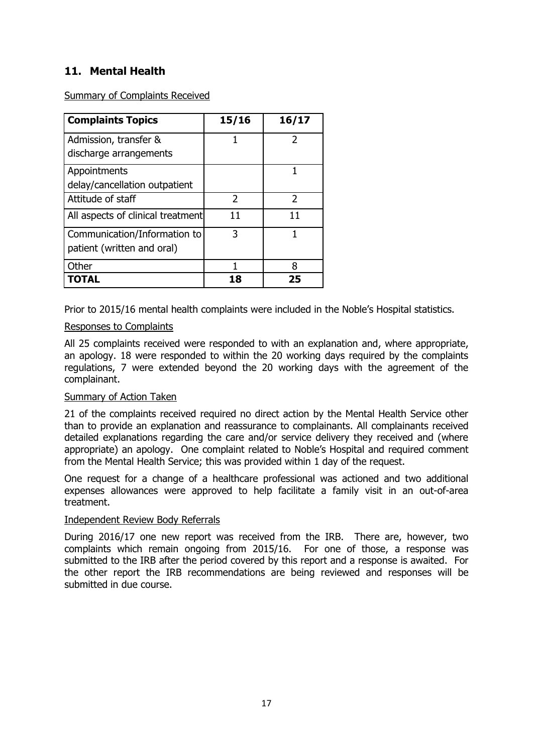## 11. Mental Health

Summary of Complaints Received

| Complaints Topics | 15/16 | 16/17 |
|---|---|---|
| Admission, transfer & discharge arrangements | 1 | 2 |
| Appointments delay/cancellation outpatient | | 1 |
| Attitude of staff | 2 | 2 |
| All aspects of clinical treatment | 11 | 11 |
| Communication/Information to patient (written and oral) | 3 | 1 |
| Other | 1 | 8 |
| **TOTAL** | **18** | **25** |

Prior to 2015/16 mental health complaints were included in the Noble's Hospital statistics.

Responses to Complaints

All 25 complaints received were responded to with an explanation and, where appropriate, an apology. 18 were responded to within the 20 working days required by the complaints regulations, 7 were extended beyond the 20 working days with the agreement of the complainant.

Summary of Action Taken

21 of the complaints received required no direct action by the Mental Health Service other than to provide an explanation and reassurance to complainants. All complainants received detailed explanations regarding the care and/or service delivery they received and (where appropriate) an apology. One complaint related to Noble's Hospital and required comment from the Mental Health Service; this was provided within 1 day of the request.

One request for a change of a healthcare professional was actioned and two additional expenses allowances were approved to help facilitate a family visit in an out-of-area treatment.

Independent Review Body Referrals

During 2016/17 one new report was received from the IRB. There are, however, two complaints which remain ongoing from 2015/16. For one of those, a response was submitted to the IRB after the period covered by this report and a response is awaited. For the other report the IRB recommendations are being reviewed and responses will be submitted in due course.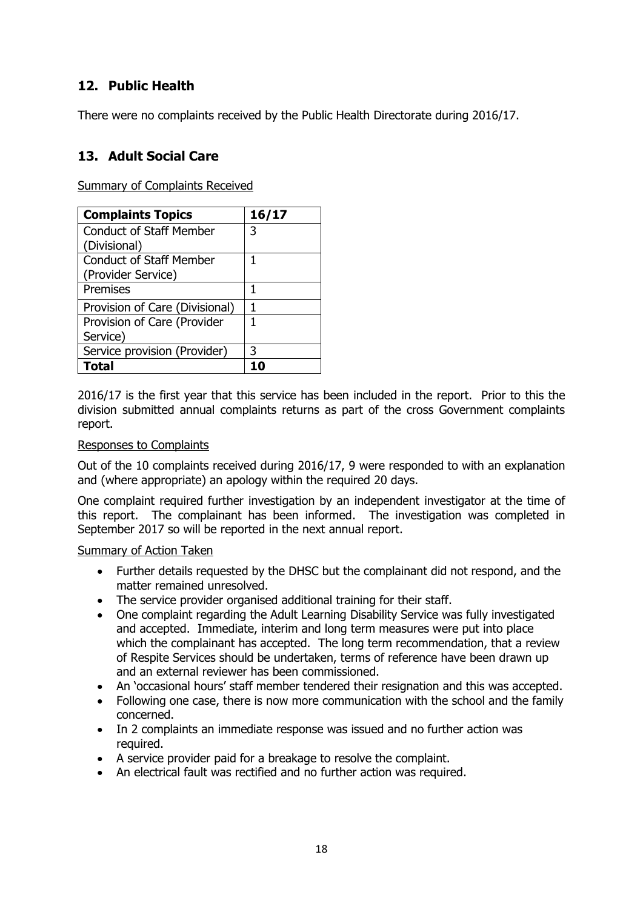## 12. Public Health

There were no complaints received by the Public Health Directorate during 2016/17.

## 13. Adult Social Care

Summary of Complaints Received

| Complaints Topics | 16/17 |
|---|---|
| Conduct of Staff Member (Divisional) | 3 |
| Conduct of Staff Member (Provider Service) | 1 |
| Premises | 1 |
| Provision of Care (Divisional) | 1 |
| Provision of Care (Provider Service) | 1 |
| Service provision (Provider) | 3 |
| **Total** | **10** |

2016/17 is the first year that this service has been included in the report. Prior to this the division submitted annual complaints returns as part of the cross Government complaints report.

Responses to Complaints

Out of the 10 complaints received during 2016/17, 9 were responded to with an explanation and (where appropriate) an apology within the required 20 days.

One complaint required further investigation by an independent investigator at the time of this report. The complainant has been informed. The investigation was completed in September 2017 so will be reported in the next annual report.

Summary of Action Taken

- Further details requested by the DHSC but the complainant did not respond, and the matter remained unresolved.
- The service provider organised additional training for their staff.
- One complaint regarding the Adult Learning Disability Service was fully investigated and accepted. Immediate, interim and long term measures were put into place which the complainant has accepted. The long term recommendation, that a review of Respite Services should be undertaken, terms of reference have been drawn up and an external reviewer has been commissioned.
- An 'occasional hours' staff member tendered their resignation and this was accepted.
- Following one case, there is now more communication with the school and the family concerned.
- In 2 complaints an immediate response was issued and no further action was required.
- A service provider paid for a breakage to resolve the complaint.
- An electrical fault was rectified and no further action was required.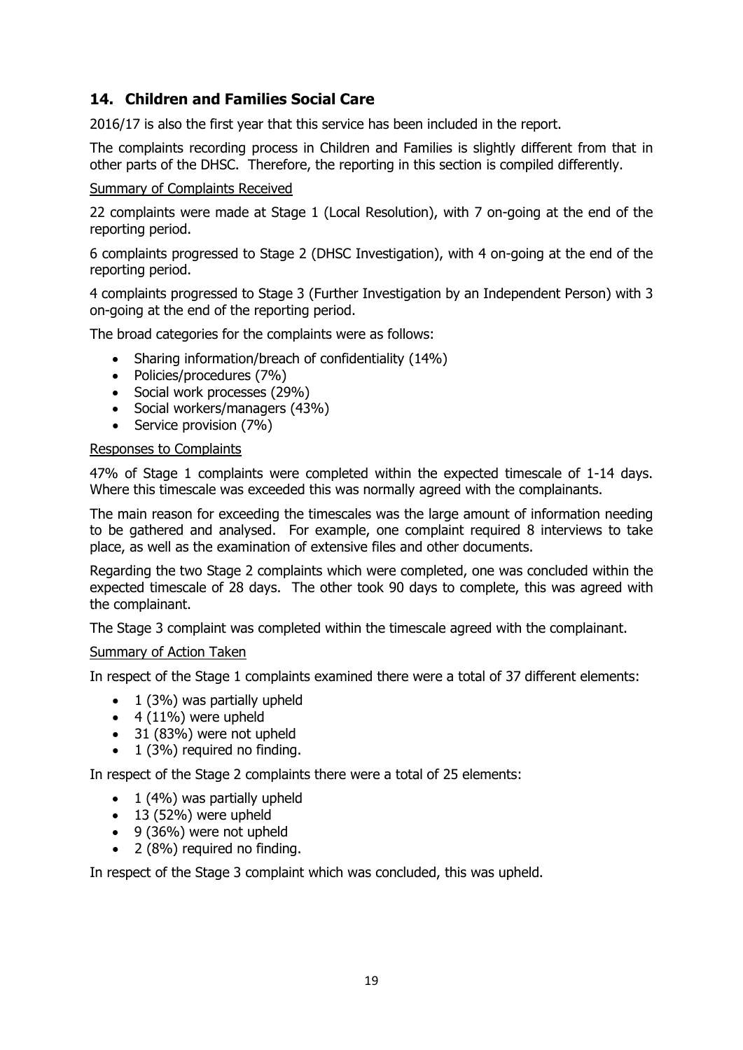## 14. Children and Families Social Care

2016/17 is also the first year that this service has been included in the report.

The complaints recording process in Children and Families is slightly different from that in other parts of the DHSC. Therefore, the reporting in this section is compiled differently.

Summary of Complaints Received

22 complaints were made at Stage 1 (Local Resolution), with 7 on-going at the end of the reporting period.

6 complaints progressed to Stage 2 (DHSC Investigation), with 4 on-going at the end of the reporting period.

4 complaints progressed to Stage 3 (Further Investigation by an Independent Person) with 3 on-going at the end of the reporting period.

The broad categories for the complaints were as follows:

- Sharing information/breach of confidentiality (14%)
- Policies/procedures (7%)
- Social work processes (29%)
- Social workers/managers (43%)
- Service provision (7%)

Responses to Complaints

47% of Stage 1 complaints were completed within the expected timescale of 1-14 days. Where this timescale was exceeded this was normally agreed with the complainants.

The main reason for exceeding the timescales was the large amount of information needing to be gathered and analysed. For example, one complaint required 8 interviews to take place, as well as the examination of extensive files and other documents.

Regarding the two Stage 2 complaints which were completed, one was concluded within the expected timescale of 28 days. The other took 90 days to complete, this was agreed with the complainant.

The Stage 3 complaint was completed within the timescale agreed with the complainant.

Summary of Action Taken

In respect of the Stage 1 complaints examined there were a total of 37 different elements:

- 1 (3%) was partially upheld
- 4 (11%) were upheld
- 31 (83%) were not upheld
- 1 (3%) required no finding.

In respect of the Stage 2 complaints there were a total of 25 elements:

- 1 (4%) was partially upheld
- 13 (52%) were upheld
- 9 (36%) were not upheld
- 2 (8%) required no finding.

In respect of the Stage 3 complaint which was concluded, this was upheld.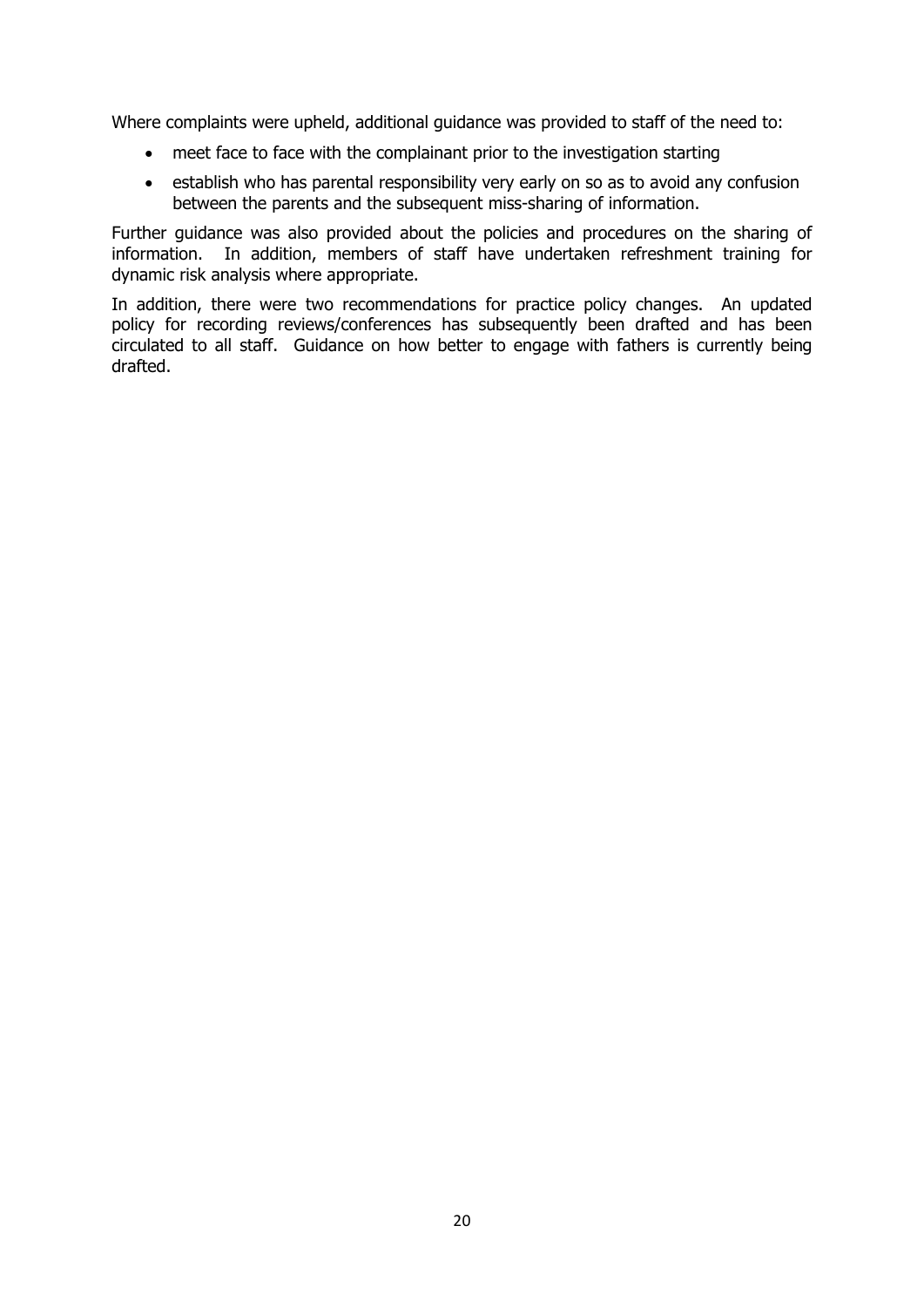Where complaints were upheld, additional guidance was provided to staff of the need to:

- meet face to face with the complainant prior to the investigation starting
- establish who has parental responsibility very early on so as to avoid any confusion between the parents and the subsequent miss-sharing of information.

Further guidance was also provided about the policies and procedures on the sharing of information. In addition, members of staff have undertaken refreshment training for dynamic risk analysis where appropriate.

In addition, there were two recommendations for practice policy changes. An updated policy for recording reviews/conferences has subsequently been drafted and has been circulated to all staff. Guidance on how better to engage with fathers is currently being drafted.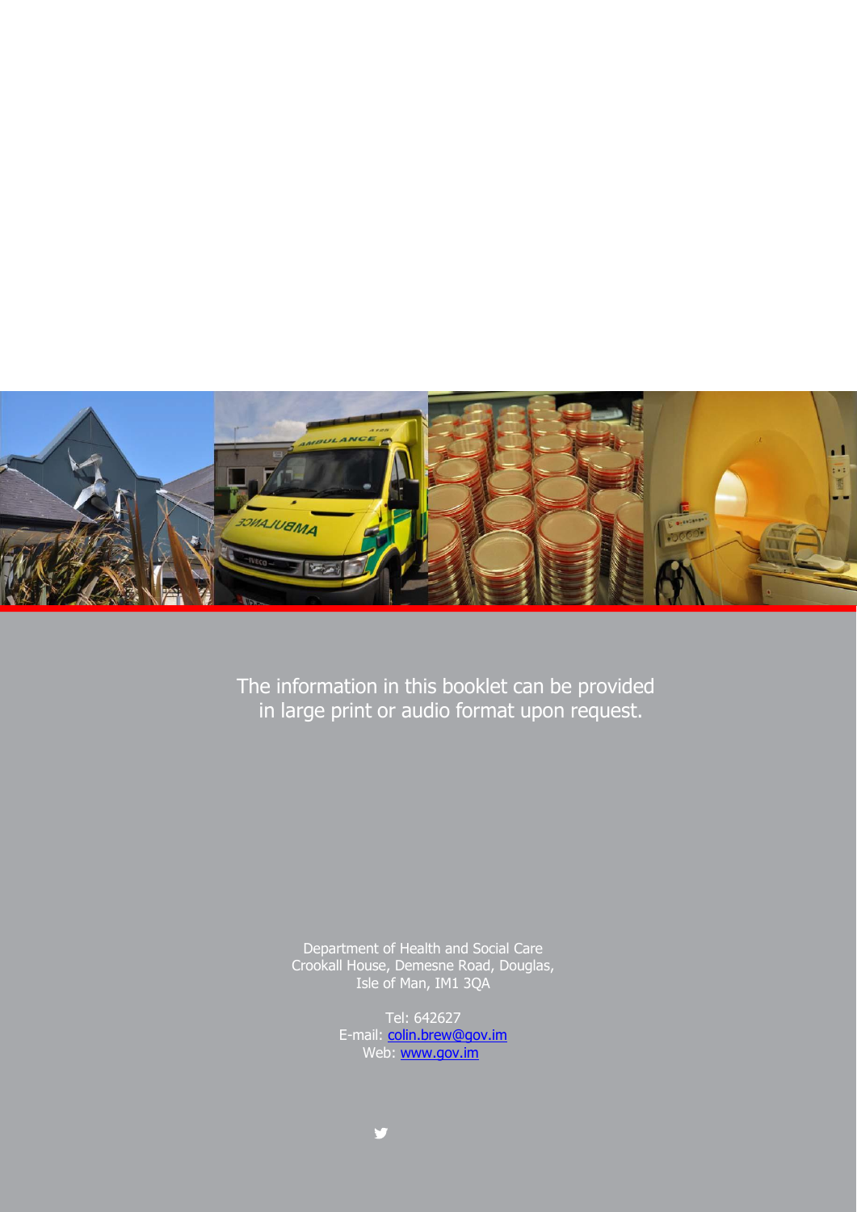The information in this booklet can be provided in large print or audio format upon request.

Department of Health and Social Care
Crookall House, Demesne Road, Douglas,
Isle of Man, IM1 3QA

Tel: 642627
E-mail: colin.brew@gov.im
Web: www.gov.im